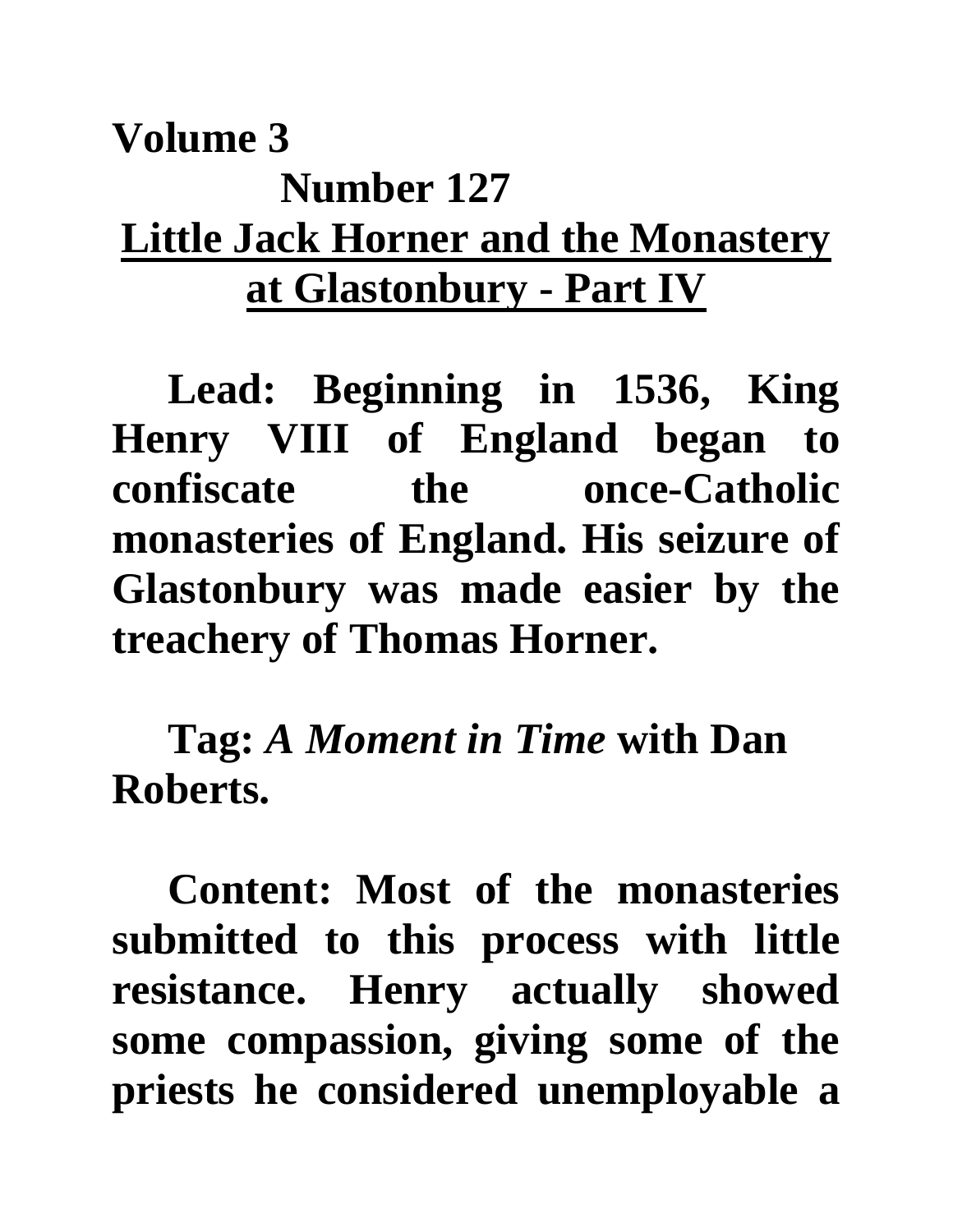**Volume 3**

**Number 127**

# Little Jack Horner and the Monastery at Glastonbury - Part IV

**Lead: Beginning in 1536, King Henry VIII of England began to confiscate the once-Catholic monasteries of England. His seizure of Glastonbury was made easier by the treachery of Thomas Horner.**

**Tag:** ***A Moment in Time*** **with Dan Roberts.**

**Content: Most of the monasteries submitted to this process with little resistance. Henry actually showed some compassion, giving some of the priests he considered unemployable a**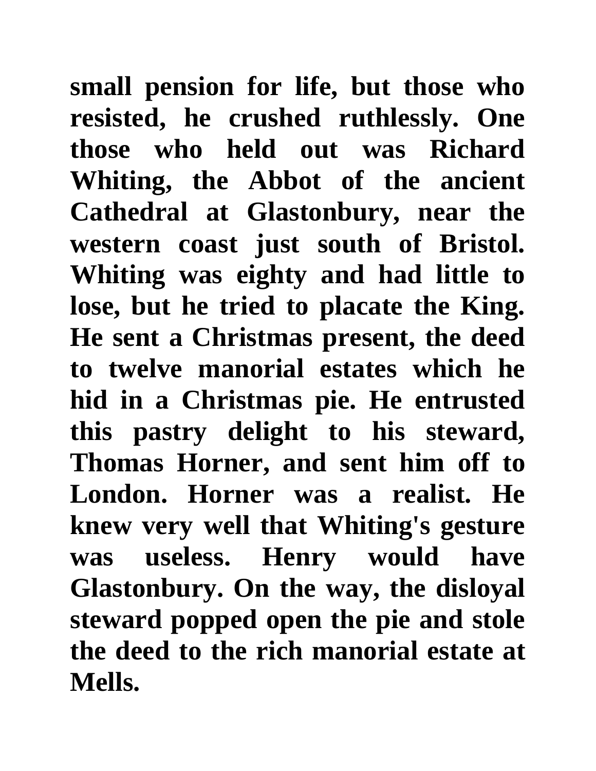**small pension for life, but those who resisted, he crushed ruthlessly. One those who held out was Richard Whiting, the Abbot of the ancient Cathedral at Glastonbury, near the western coast just south of Bristol. Whiting was eighty and had little to lose, but he tried to placate the King. He sent a Christmas present, the deed to twelve manorial estates which he hid in a Christmas pie. He entrusted this pastry delight to his steward, Thomas Horner, and sent him off to London. Horner was a realist. He knew very well that Whiting's gesture was useless. Henry would have Glastonbury. On the way, the disloyal steward popped open the pie and stole the deed to the rich manorial estate at Mells.**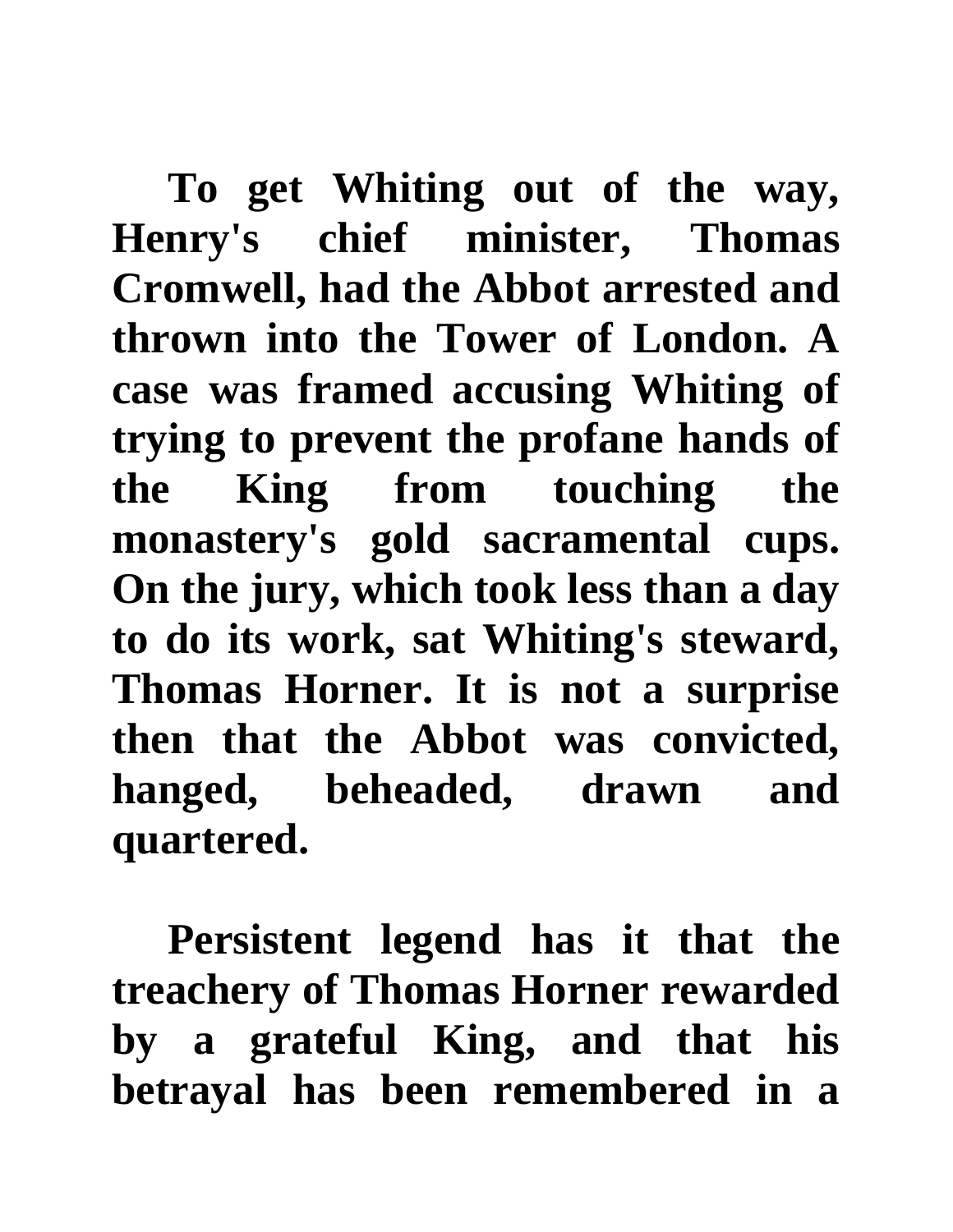**To get Whiting out of the way, Henry's chief minister, Thomas Cromwell, had the Abbot arrested and thrown into the Tower of London. A case was framed accusing Whiting of trying to prevent the profane hands of the King from touching the monastery's gold sacramental cups. On the jury, which took less than a day to do its work, sat Whiting's steward, Thomas Horner. It is not a surprise then that the Abbot was convicted, hanged, beheaded, drawn and quartered.**

**Persistent legend has it that the treachery of Thomas Horner rewarded by a grateful King, and that his betrayal has been remembered in a**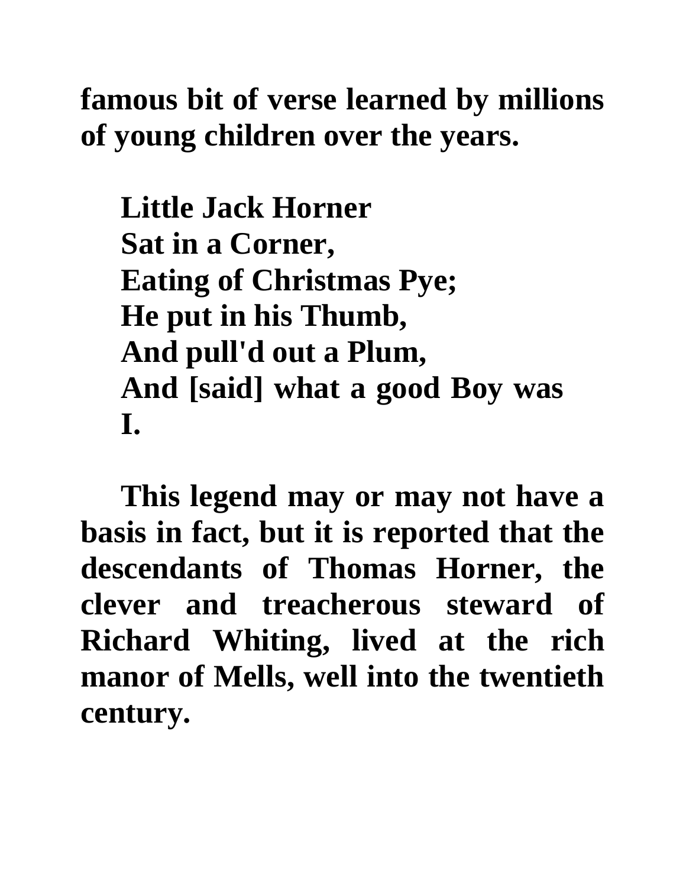famous bit of verse learned by millions of young children over the years.

Little Jack Horner  
Sat in a Corner,  
Eating of Christmas Pye;  
He put in his Thumb,  
And pull'd out a Plum,  
And [said] what a good Boy was I.

This legend may or may not have a basis in fact, but it is reported that the descendants of Thomas Horner, the clever and treacherous steward of Richard Whiting, lived at the rich manor of Mells, well into the twentieth century.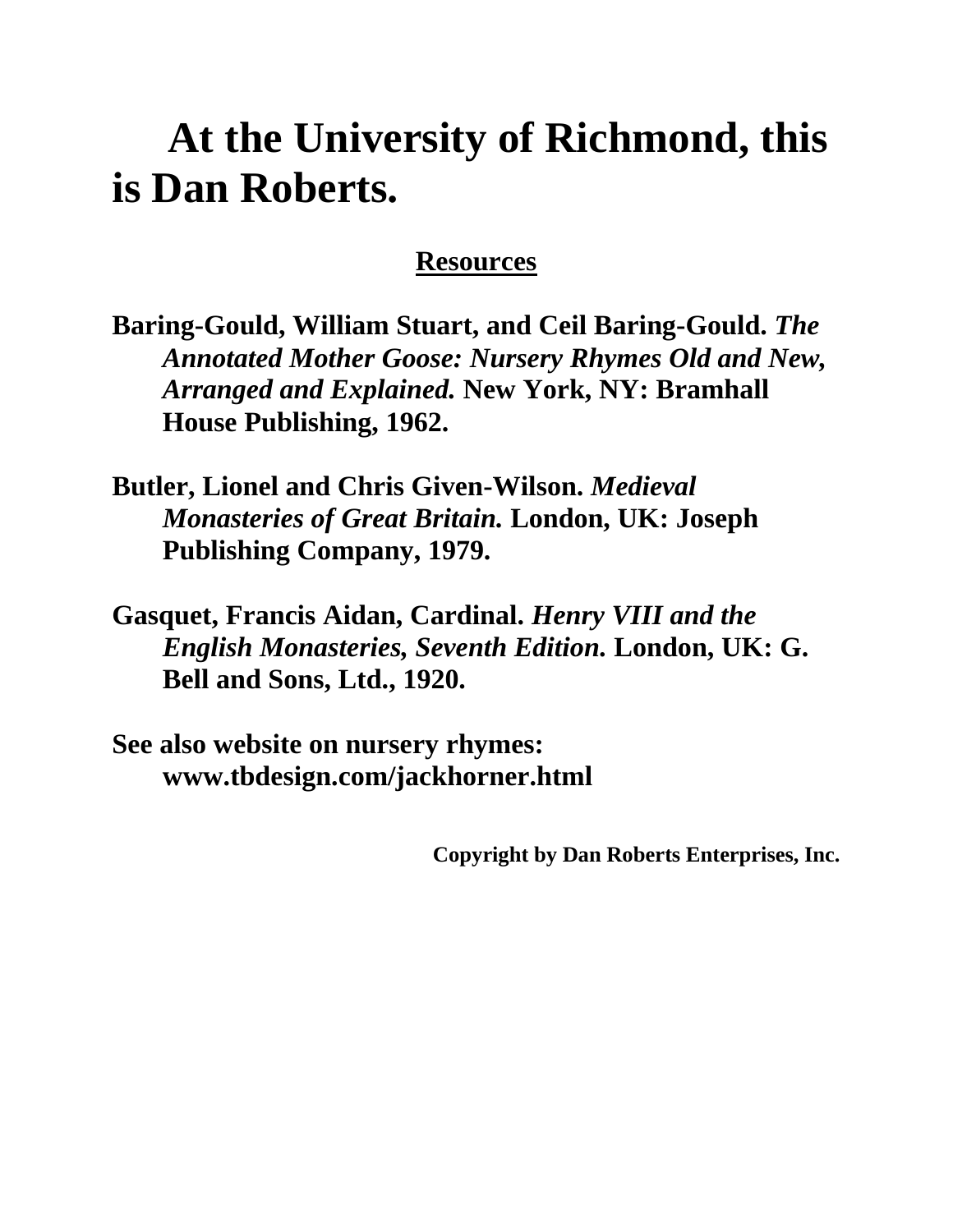**At the University of Richmond, this is Dan Roberts.**

## Resources

**Baring-Gould, William Stuart, and Ceil Baring-Gould.** ***The Annotated Mother Goose: Nursery Rhymes Old and New, Arranged and Explained.*** **New York, NY: Bramhall House Publishing, 1962.**

**Butler, Lionel and Chris Given-Wilson.** ***Medieval Monasteries of Great Britain.*** **London, UK: Joseph Publishing Company, 1979.**

**Gasquet, Francis Aidan, Cardinal.** ***Henry VIII and the English Monasteries, Seventh Edition.*** **London, UK: G. Bell and Sons, Ltd., 1920.**

**See also website on nursery rhymes: www.tbdesign.com/jackhorner.html**

**Copyright by Dan Roberts Enterprises, Inc.**